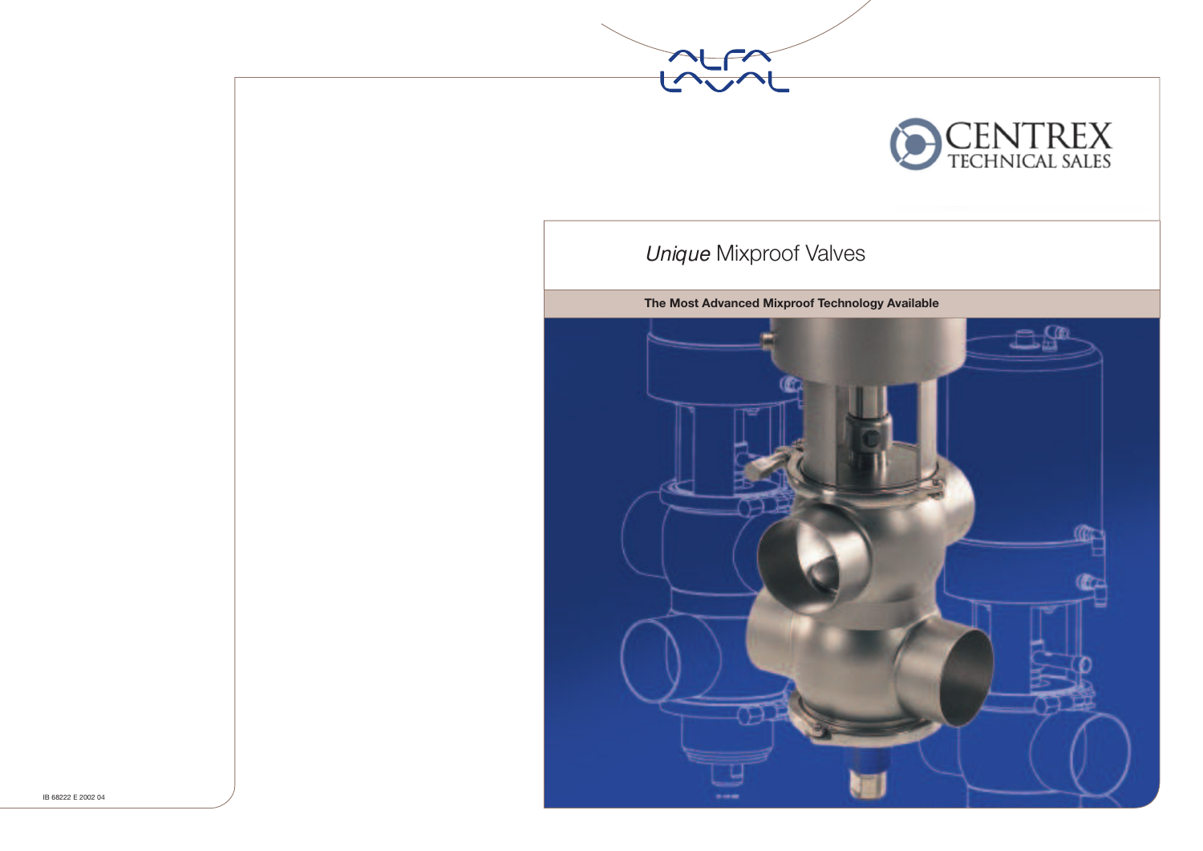ALFA LAVAL

CENTREX TECHNICAL SALES

# *Unique* Mixproof Valves

**The Most Advanced Mixproof Technology Available**

IB 68222 E 2002 04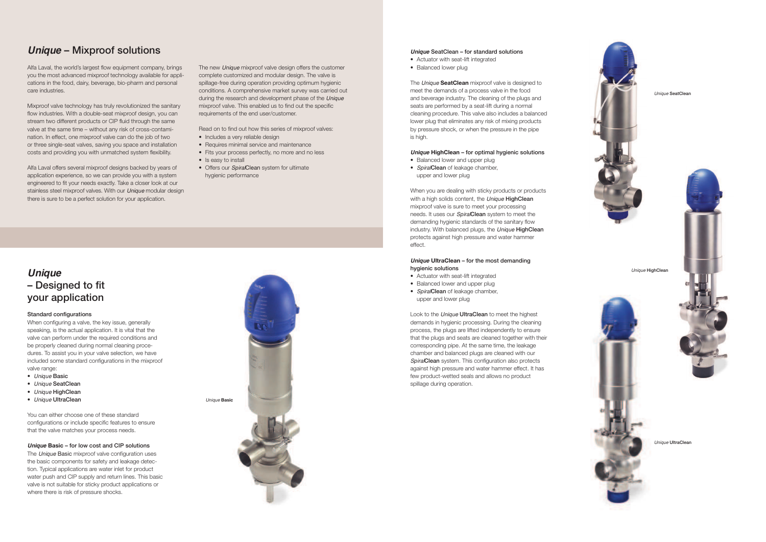# *Unique* – Mixproof solutions

Alfa Laval, the world's largest flow equipment company, brings you the most advanced mixproof technology available for applications in the food, dairy, beverage, bio-pharm and personal care industries.

Mixproof valve technology has truly revolutionized the sanitary flow industries. With a double-seat mixproof design, you can stream two different products or CIP fluid through the same valve at the same time – without any risk of cross-contamination. In effect, one mixproof valve can do the job of two or three single-seat valves, saving you space and installation costs and providing you with unmatched system flexibility.

Alfa Laval offers several mixproof designs backed by years of application experience, so we can provide you with a system engineered to fit your needs exactly. Take a closer look at our stainless steel mixproof valves. With our *Unique* modular design there is sure to be a perfect solution for your application.

The new *Unique* mixproof valve design offers the customer complete customized and modular design. The valve is spillage-free during operation providing optimum hygienic conditions. A comprehensive market survey was carried out during the research and development phase of the *Unique* mixproof valve. This enabled us to find out the specific requirements of the end user/customer.

Read on to find out how this series of mixproof valves:

- Includes a very reliable design
- Requires minimal service and maintenance
- Fits your process perfectly, no more and no less
- Is easy to install
- Offers our *Spiral*Clean system for ultimate hygienic performance

# *Unique* – Designed to fit your application

### Standard configurations

When configuring a valve, the key issue, generally speaking, is the actual application. It is vital that the valve can perform under the required conditions and be properly cleaned during normal cleaning procedures. To assist you in your valve selection, we have included some standard configurations in the mixproof valve range:

- *Unique* Basic
- *Unique* SeatClean
- *Unique* HighClean
- *Unique* UltraClean

You can either choose one of these standard configurations or include specific features to ensure that the valve matches your process needs.

### *Unique* Basic – for low cost and CIP solutions

The *Unique* Basic mixproof valve configuration uses the basic components for safety and leakage detection. Typical applications are water inlet for product water push and CIP supply and return lines. This basic valve is not suitable for sticky product applications or where there is risk of pressure shocks.

*Unique* **Basic**

### *Unique* SeatClean – for standard solutions

- Actuator with seat-lift integrated
- Balanced lower plug

The *Unique* **SeatClean** mixproof valve is designed to meet the demands of a process valve in the food and beverage industry. The cleaning of the plugs and seats are performed by a seat-lift during a normal cleaning procedure. This valve also includes a balanced lower plug that eliminates any risk of mixing products by pressure shock, or when the pressure in the pipe is high.

*Unique* SeatClean

### *Unique* HighClean – for optimal hygienic solutions

- Balanced lower and upper plug
- *Spiral*Clean of leakage chamber, upper and lower plug

When you are dealing with sticky products or products with a high solids content, the *Unique* **HighClean** mixproof valve is sure to meet your processing needs. It uses our *Spiral***Clean** system to meet the demanding hygienic standards of the sanitary flow industry. With balanced plugs, the *Unique* **HighClean** protects against high pressure and water hammer effect.

*Unique* HighClean

### *Unique* UltraClean – for the most demanding hygienic solutions

- Actuator with seat-lift integrated
- Balanced lower and upper plug
- *Spiral*Clean of leakage chamber, upper and lower plug

Look to the *Unique* **UltraClean** to meet the highest demands in hygienic processing. During the cleaning process, the plugs are lifted independently to ensure that the plugs and seats are cleaned together with their corresponding pipe. At the same time, the leakage chamber and balanced plugs are cleaned with our *Spiral***Clean** system. This configuration also protects against high pressure and water hammer effect. It has few product-wetted seals and allows no product spillage during operation.

*Unique* UltraClean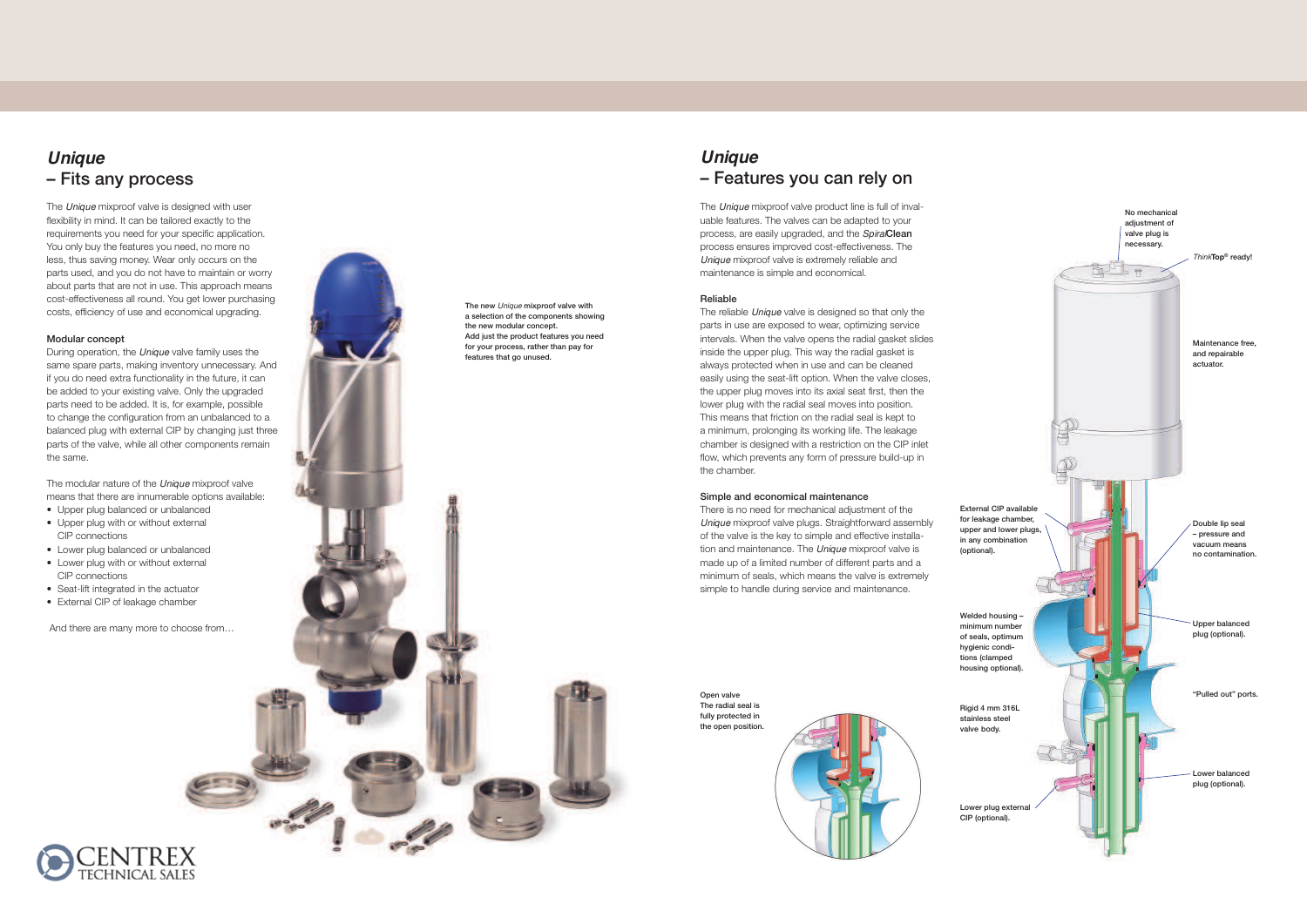## *Unique*
## – Fits any process

The *Unique* mixproof valve is designed with user flexibility in mind. It can be tailored exactly to the requirements you need for your specific application. You only buy the features you need, no more no less, thus saving money. Wear only occurs on the parts used, and you do not have to maintain or worry about parts that are not in use. This approach means cost-effectiveness all round. You get lower purchasing costs, efficiency of use and economical upgrading.

### Modular concept

During operation, the *Unique* valve family uses the same spare parts, making inventory unnecessary. And if you do need extra functionality in the future, it can be added to your existing valve. Only the upgraded parts need to be added. It is, for example, possible to change the configuration from an unbalanced to a balanced plug with external CIP by changing just three parts of the valve, while all other components remain the same.

The modular nature of the *Unique* mixproof valve means that there are innumerable options available:

- Upper plug balanced or unbalanced
- Upper plug with or without external CIP connections
- Lower plug balanced or unbalanced
- Lower plug with or without external CIP connections
- Seat-lift integrated in the actuator
- External CIP of leakage chamber

And there are many more to choose from…

The new *Unique* mixproof valve with a selection of the components showing the new modular concept. Add just the product features you need for your process, rather than pay for features that go unused.

## *Unique*
## – Features you can rely on

The *Unique* mixproof valve product line is full of invaluable features. The valves can be adapted to your process, are easily upgraded, and the *Spiral***Clean** process ensures improved cost-effectiveness. The *Unique* mixproof valve is extremely reliable and maintenance is simple and economical.

### Reliable

The reliable *Unique* valve is designed so that only the parts in use are exposed to wear, optimizing service intervals. When the valve opens the radial gasket slides inside the upper plug. This way the radial gasket is always protected when in use and can be cleaned easily using the seat-lift option. When the valve closes, the upper plug moves into its axial seat first, then the lower plug with the radial seal moves into position. This means that friction on the radial seal is kept to a minimum, prolonging its working life. The leakage chamber is designed with a restriction on the CIP inlet flow, which prevents any form of pressure build-up in the chamber.

### Simple and economical maintenance

There is no need for mechanical adjustment of the *Unique* mixproof valve plugs. Straightforward assembly of the valve is the key to simple and effective installation and maintenance. The *Unique* mixproof valve is made up of a limited number of different parts and a minimum of seals, which means the valve is extremely simple to handle during service and maintenance.

Open valve
The radial seal is fully protected in the open position.

No mechanical adjustment of valve plug is necessary.

*Think***Top**® ready!

Maintenance free, and repairable actuator.

External CIP available for leakage chamber, upper and lower plugs, in any combination (optional).

Double lip seal – pressure and vacuum means no contamination.

Welded housing – minimum number of seals, optimum hygienic conditions (clamped housing optional).

Upper balanced plug (optional).

"Pulled out" ports.

Rigid 4 mm 316L stainless steel valve body.

Lower balanced plug (optional).

Lower plug external CIP (optional).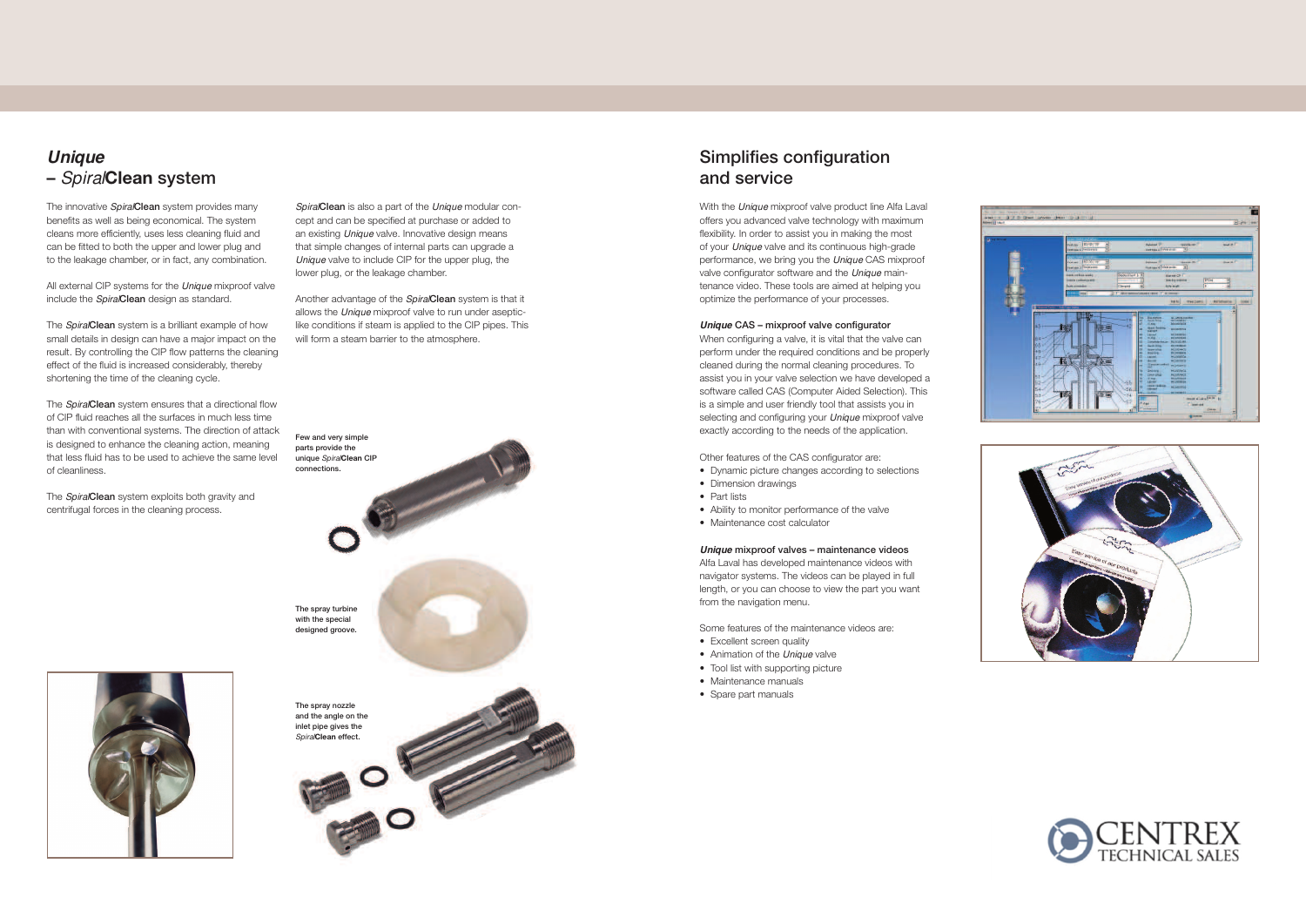## *Unique* – *Spiral***Clean** system

The innovative *Spiral***Clean** system provides many benefits as well as being economical. The system cleans more efficiently, uses less cleaning fluid and can be fitted to both the upper and lower plug and to the leakage chamber, or in fact, any combination.

All external CIP systems for the *Unique* mixproof valve include the *Spiral***Clean** design as standard.

The *Spiral***Clean** system is a brilliant example of how small details in design can have a major impact on the result. By controlling the CIP flow patterns the cleaning effect of the fluid is increased considerably, thereby shortening the time of the cleaning cycle.

The *Spiral***Clean** system ensures that a directional flow of CIP fluid reaches all the surfaces in much less time than with conventional systems. The direction of attack is designed to enhance the cleaning action, meaning that less fluid has to be used to achieve the same level of cleanliness.

The *Spiral***Clean** system exploits both gravity and centrifugal forces in the cleaning process.

*Spiral***Clean** is also a part of the *Unique* modular concept and can be specified at purchase or added to an existing *Unique* valve. Innovative design means that simple changes of internal parts can upgrade a *Unique* valve to include CIP for the upper plug, the lower plug, or the leakage chamber.

Another advantage of the *Spiral***Clean** system is that it allows the *Unique* mixproof valve to run under aseptic-like conditions if steam is applied to the CIP pipes. This will form a steam barrier to the atmosphere.

Few and very simple parts provide the unique *Spiral***Clean** CIP connections.

The spray turbine with the special designed groove.

The spray nozzle and the angle on the inlet pipe gives the *Spiral***Clean** effect.

## Simplifies configuration and service

With the *Unique* mixproof valve product line Alfa Laval offers you advanced valve technology with maximum flexibility. In order to assist you in making the most of your *Unique* valve and its continuous high-grade performance, we bring you the *Unique* CAS mixproof valve configurator software and the *Unique* maintenance video. These tools are aimed at helping you optimize the performance of your processes.

### *Unique* CAS – mixproof valve configurator

When configuring a valve, it is vital that the valve can perform under the required conditions and be properly cleaned during the normal cleaning procedures. To assist you in your valve selection we have developed a software called CAS (Computer Aided Selection). This is a simple and user friendly tool that assists you in selecting and configuring your *Unique* mixproof valve exactly according to the needs of the application.

Other features of the CAS configurator are:

- Dynamic picture changes according to selections
- Dimension drawings
- Part lists
- Ability to monitor performance of the valve
- Maintenance cost calculator

### *Unique* mixproof valves – maintenance videos

Alfa Laval has developed maintenance videos with navigator systems. The videos can be played in full length, or you can choose to view the part you want from the navigation menu.

Some features of the maintenance videos are:

- Excellent screen quality
- Animation of the *Unique* valve
- Tool list with supporting picture
- Maintenance manuals
- Spare part manuals

CENTREX TECHNICAL SALES